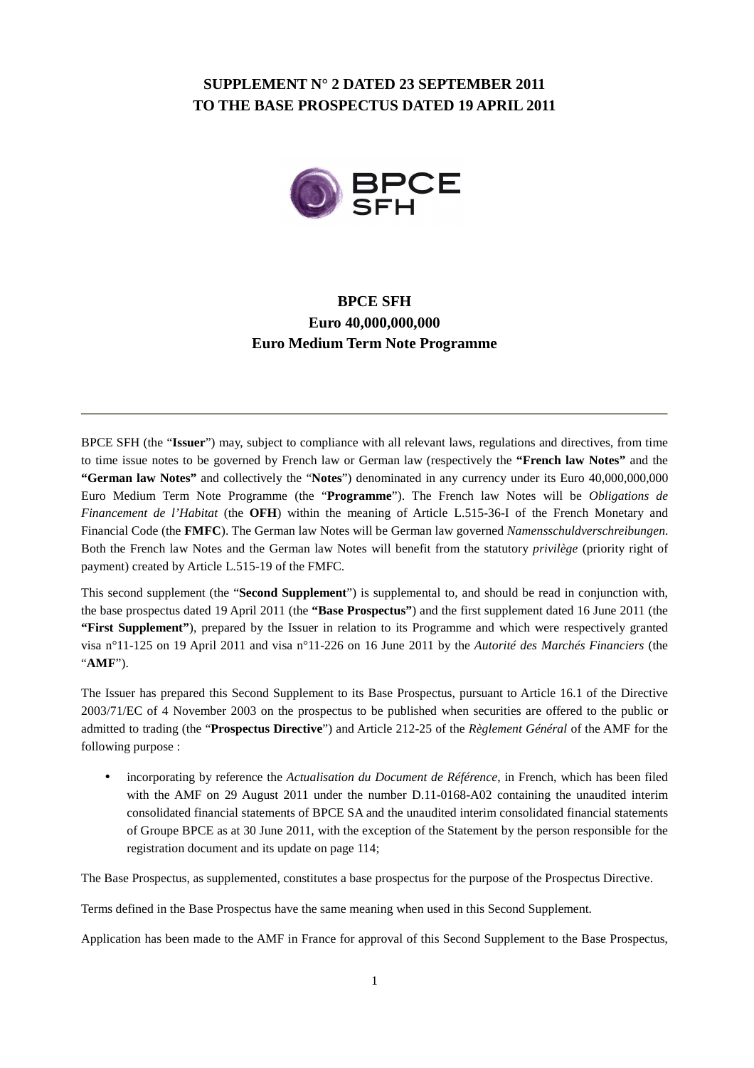**SUPPLEMENT N° 2 DATED 23 SEPTEMBER 2011**
**TO THE BASE PROSPECTUS DATED 19 APRIL 2011**

# BPCE SFH
## Euro 40,000,000,000
## Euro Medium Term Note Programme

---

BPCE SFH (the "**Issuer**") may, subject to compliance with all relevant laws, regulations and directives, from time to time issue notes to be governed by French law or German law (respectively the **"French law Notes"** and the **"German law Notes"** and collectively the "**Notes**") denominated in any currency under its Euro 40,000,000,000 Euro Medium Term Note Programme (the "**Programme**"). The French law Notes will be *Obligations de Financement de l'Habitat* (the **OFH**) within the meaning of Article L.515-36-I of the French Monetary and Financial Code (the **FMFC**). The German law Notes will be German law governed *Namensschuldverschreibungen*. Both the French law Notes and the German law Notes will benefit from the statutory *privilège* (priority right of payment) created by Article L.515-19 of the FMFC.

This second supplement (the "**Second Supplement**") is supplemental to, and should be read in conjunction with, the base prospectus dated 19 April 2011 (the **"Base Prospectus"**) and the first supplement dated 16 June 2011 (the **"First Supplement"**), prepared by the Issuer in relation to its Programme and which were respectively granted visa n°11-125 on 19 April 2011 and visa n°11-226 on 16 June 2011 by the *Autorité des Marchés Financiers* (the "**AMF**").

The Issuer has prepared this Second Supplement to its Base Prospectus, pursuant to Article 16.1 of the Directive 2003/71/EC of 4 November 2003 on the prospectus to be published when securities are offered to the public or admitted to trading (the "**Prospectus Directive**") and Article 212-25 of the *Règlement Général* of the AMF for the following purpose :

- incorporating by reference the *Actualisation du Document de Référence*, in French, which has been filed with the AMF on 29 August 2011 under the number D.11-0168-A02 containing the unaudited interim consolidated financial statements of BPCE SA and the unaudited interim consolidated financial statements of Groupe BPCE as at 30 June 2011, with the exception of the Statement by the person responsible for the registration document and its update on page 114;

The Base Prospectus, as supplemented, constitutes a base prospectus for the purpose of the Prospectus Directive.

Terms defined in the Base Prospectus have the same meaning when used in this Second Supplement.

Application has been made to the AMF in France for approval of this Second Supplement to the Base Prospectus,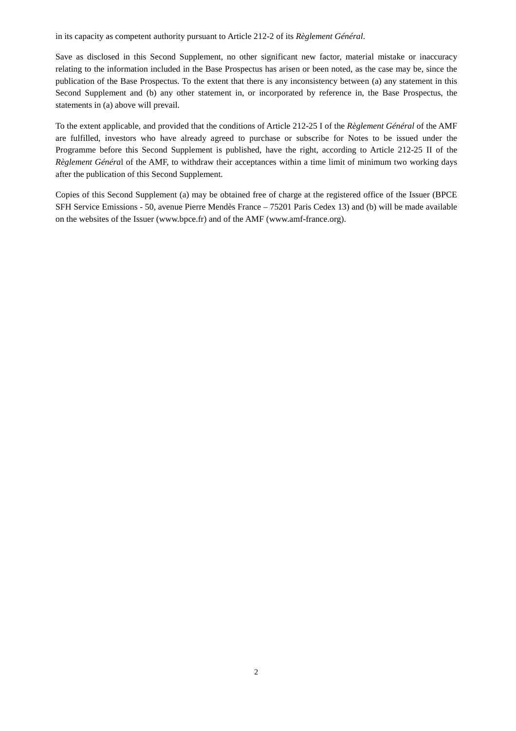in its capacity as competent authority pursuant to Article 212-2 of its *Règlement Général*.

Save as disclosed in this Second Supplement, no other significant new factor, material mistake or inaccuracy relating to the information included in the Base Prospectus has arisen or been noted, as the case may be, since the publication of the Base Prospectus. To the extent that there is any inconsistency between (a) any statement in this Second Supplement and (b) any other statement in, or incorporated by reference in, the Base Prospectus, the statements in (a) above will prevail.

To the extent applicable, and provided that the conditions of Article 212-25 I of the *Règlement Général* of the AMF are fulfilled, investors who have already agreed to purchase or subscribe for Notes to be issued under the Programme before this Second Supplement is published, have the right, according to Article 212-25 II of the *Règlement Généra*l of the AMF, to withdraw their acceptances within a time limit of minimum two working days after the publication of this Second Supplement.

Copies of this Second Supplement (a) may be obtained free of charge at the registered office of the Issuer (BPCE SFH Service Emissions - 50, avenue Pierre Mendès France – 75201 Paris Cedex 13) and (b) will be made available on the websites of the Issuer (www.bpce.fr) and of the AMF (www.amf-france.org).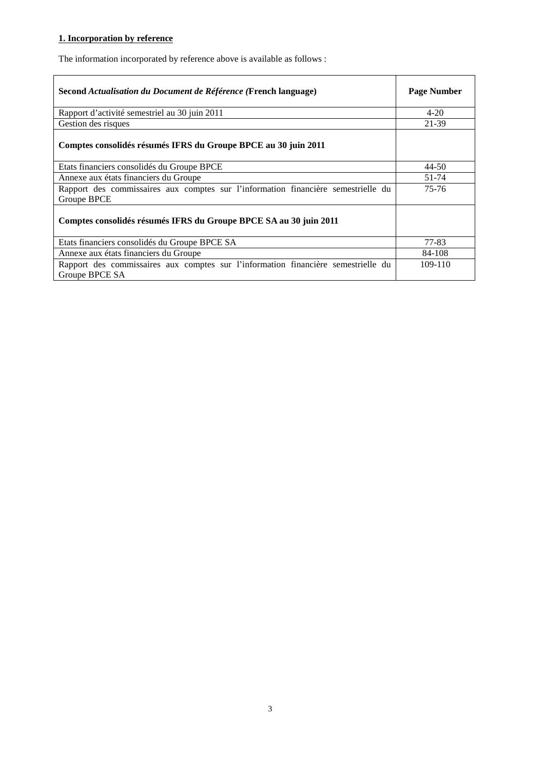**1. Incorporation by reference**

The information incorporated by reference above is available as follows :

| **Second *Actualisation du Document de Référence (*French language)** | **Page Number** |
|---|---|
| Rapport d'activité semestriel au 30 juin 2011 | 4-20 |
| Gestion des risques | 21-39 |
| **Comptes consolidés résumés IFRS du Groupe BPCE au 30 juin 2011** | |
| Etats financiers consolidés du Groupe BPCE | 44-50 |
| Annexe aux états financiers du Groupe | 51-74 |
| Rapport des commissaires aux comptes sur l'information financière semestrielle du Groupe BPCE | 75-76 |
| **Comptes consolidés résumés IFRS du Groupe BPCE SA au 30 juin 2011** | |
| Etats financiers consolidés du Groupe BPCE SA | 77-83 |
| Annexe aux états financiers du Groupe | 84-108 |
| Rapport des commissaires aux comptes sur l'information financière semestrielle du Groupe BPCE SA | 109-110 |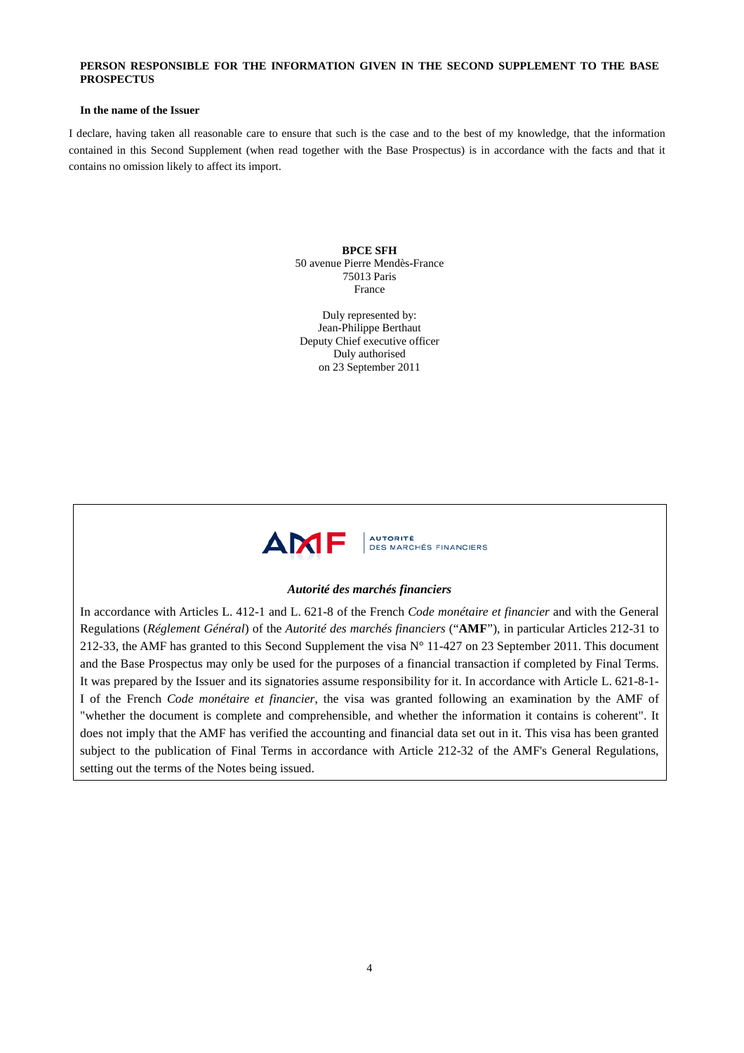**PERSON RESPONSIBLE FOR THE INFORMATION GIVEN IN THE SECOND SUPPLEMENT TO THE BASE PROSPECTUS**

**In the name of the Issuer**

I declare, having taken all reasonable care to ensure that such is the case and to the best of my knowledge, that the information contained in this Second Supplement (when read together with the Base Prospectus) is in accordance with the facts and that it contains no omission likely to affect its import.

**BPCE SFH**
50 avenue Pierre Mendès-France
75013 Paris
France

Duly represented by:
Jean-Philippe Berthaut
Deputy Chief executive officer
Duly authorised
on 23 September 2011

AMF AUTORITÉ DES MARCHÉS FINANCIERS

***Autorité des marchés financiers***

In accordance with Articles L. 412-1 and L. 621-8 of the French *Code monétaire et financier* and with the General Regulations (*Réglement Général*) of the *Autorité des marchés financiers* ("**AMF**"), in particular Articles 212-31 to 212-33, the AMF has granted to this Second Supplement the visa N° 11-427 on 23 September 2011. This document and the Base Prospectus may only be used for the purposes of a financial transaction if completed by Final Terms. It was prepared by the Issuer and its signatories assume responsibility for it. In accordance with Article L. 621-8-1-I of the French *Code monétaire et financier*, the visa was granted following an examination by the AMF of "whether the document is complete and comprehensible, and whether the information it contains is coherent". It does not imply that the AMF has verified the accounting and financial data set out in it. This visa has been granted subject to the publication of Final Terms in accordance with Article 212-32 of the AMF's General Regulations, setting out the terms of the Notes being issued.